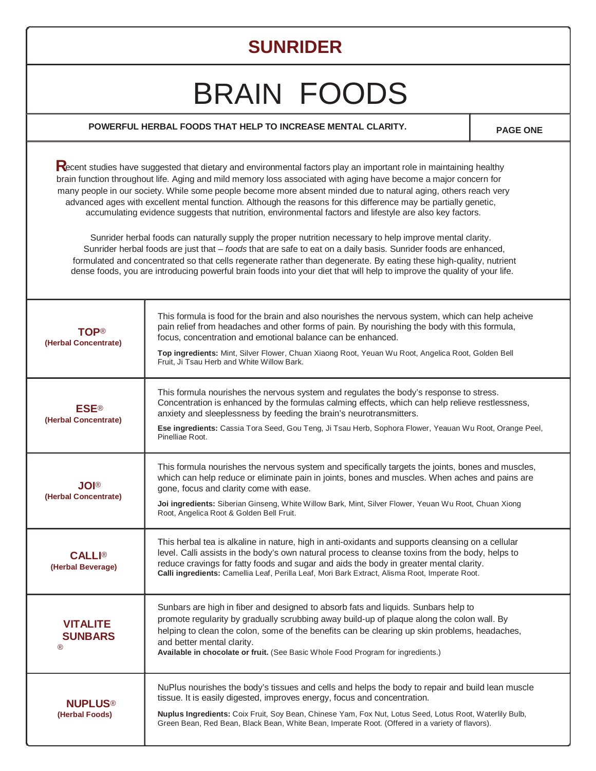# SUNRIDER

# BRAIN FOODS

**POWERFUL HERBAL FOODS THAT HELP TO INCREASE MENTAL CLARITY.**

**PAGE ONE**

Recent studies have suggested that dietary and environmental factors play an important role in maintaining healthy brain function throughout life. Aging and mild memory loss associated with aging have become a major concern for many people in our society. While some people become more absent minded due to natural aging, others reach very advanced ages with excellent mental function. Although the reasons for this difference may be partially genetic, accumulating evidence suggests that nutrition, environmental factors and lifestyle are also key factors.

Sunrider herbal foods can naturally supply the proper nutrition necessary to help improve mental clarity. Sunrider herbal foods are just that – *foods* that are safe to eat on a daily basis. Sunrider foods are enhanced, formulated and concentrated so that cells regenerate rather than degenerate. By eating these high-quality, nutrient dense foods, you are introducing powerful brain foods into your diet that will help to improve the quality of your life.

| Product | Description |
|---|---|
| **TOP®** (Herbal Concentrate) | This formula is food for the brain and also nourishes the nervous system, which can help acheive pain relief from headaches and other forms of pain. By nourishing the body with this formula, focus, concentration and emotional balance can be enhanced. **Top ingredients:** Mint, Silver Flower, Chuan Xiaong Root, Yeuan Wu Root, Angelica Root, Golden Bell Fruit, Ji Tsau Herb and White Willow Bark. |
| **ESE®** (Herbal Concentrate) | This formula nourishes the nervous system and regulates the body's response to stress. Concentration is enhanced by the formulas calming effects, which can help relieve restlessness, anxiety and sleeplessness by feeding the brain's neurotransmitters. **Ese ingredients:** Cassia Tora Seed, Gou Teng, Ji Tsau Herb, Sophora Flower, Yeauan Wu Root, Orange Peel, Pinelliae Root. |
| **JOI®** (Herbal Concentrate) | This formula nourishes the nervous system and specifically targets the joints, bones and muscles, which can help reduce or eliminate pain in joints, bones and muscles. When aches and pains are gone, focus and clarity come with ease. **Joi ingredients:** Siberian Ginseng, White Willow Bark, Mint, Silver Flower, Yeuan Wu Root, Chuan Xiong Root, Angelica Root & Golden Bell Fruit. |
| **CALLI®** (Herbal Beverage) | This herbal tea is alkaline in nature, high in anti-oxidants and supports cleansing on a cellular level. Calli assists in the body's own natural process to cleanse toxins from the body, helps to reduce cravings for fatty foods and sugar and aids the body in greater mental clarity. **Calli ingredients:** Camellia Leaf, Perilla Leaf, Mori Bark Extract, Alisma Root, Imperate Root. |
| **VITALITE SUNBARS®** | Sunbars are high in fiber and designed to absorb fats and liquids. Sunbars help to promote regularity by gradually scrubbing away build-up of plaque along the colon wall. By helping to clean the colon, some of the benefits can be clearing up skin problems, headaches, and better mental clarity. **Available in chocolate or fruit.** (See Basic Whole Food Program for ingredients.) |
| **NUPLUS®** (Herbal Foods) | NuPlus nourishes the body's tissues and cells and helps the body to repair and build lean muscle tissue. It is easily digested, improves energy, focus and concentration. **Nuplus Ingredients:** Coix Fruit, Soy Bean, Chinese Yam, Fox Nut, Lotus Seed, Lotus Root, Waterlily Bulb, Green Bean, Red Bean, Black Bean, White Bean, Imperate Root. (Offered in a variety of flavors). |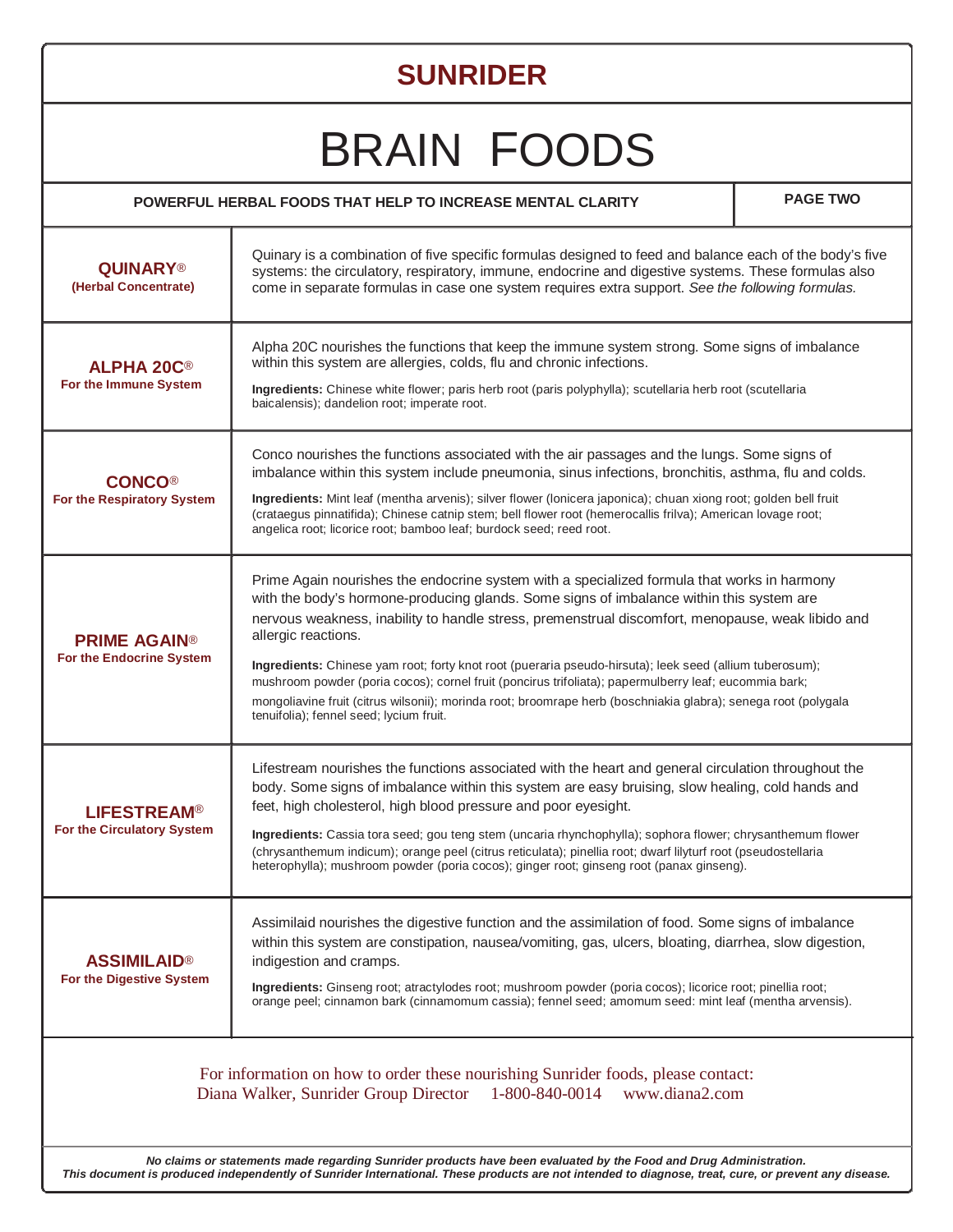# SUNRIDER

# BRAIN FOODS

**POWERFUL HERBAL FOODS THAT HELP TO INCREASE MENTAL CLARITY** | **PAGE TWO**

| | |
|---|---|
| **QUINARY®**<br>**(Herbal Concentrate)** | Quinary is a combination of five specific formulas designed to feed and balance each of the body's five systems: the circulatory, respiratory, immune, endocrine and digestive systems. These formulas also come in separate formulas in case one system requires extra support. *See the following formulas.* |
| **ALPHA 20C®**<br>**For the Immune System** | Alpha 20C nourishes the functions that keep the immune system strong. Some signs of imbalance within this system are allergies, colds, flu and chronic infections.<br><br>**Ingredients:** Chinese white flower; paris herb root (paris polyphylla); scutellaria herb root (scutellaria baicalensis); dandelion root; imperate root. |
| **CONCO®**<br>**For the Respiratory System** | Conco nourishes the functions associated with the air passages and the lungs. Some signs of imbalance within this system include pneumonia, sinus infections, bronchitis, asthma, flu and colds.<br><br>**Ingredients:** Mint leaf (mentha arvenis); silver flower (lonicera japonica); chuan xiong root; golden bell fruit (crataegus pinnatifida); Chinese catnip stem; bell flower root (hemerocallis frilva); American lovage root; angelica root; licorice root; bamboo leaf; burdock seed; reed root. |
| **PRIME AGAIN®**<br>**For the Endocrine System** | Prime Again nourishes the endocrine system with a specialized formula that works in harmony with the body's hormone-producing glands. Some signs of imbalance within this system are nervous weakness, inability to handle stress, premenstrual discomfort, menopause, weak libido and allergic reactions.<br><br>**Ingredients:** Chinese yam root; forty knot root (pueraria pseudo-hirsuta); leek seed (allium tuberosum); mushroom powder (poria cocos); cornel fruit (poncirus trifoliata); papermulberry leaf; eucommia bark; mongoliavine fruit (citrus wilsonii); morinda root; broomrape herb (boschniakia glabra); senega root (polygala tenuifolia); fennel seed; lycium fruit. |
| **LIFESTREAM®**<br>**For the Circulatory System** | Lifestream nourishes the functions associated with the heart and general circulation throughout the body. Some signs of imbalance within this system are easy bruising, slow healing, cold hands and feet, high cholesterol, high blood pressure and poor eyesight.<br><br>**Ingredients:** Cassia tora seed; gou teng stem (uncaria rhynchophylla); sophora flower; chrysanthemum flower (chrysanthemum indicum); orange peel (citrus reticulata); pinellia root; dwarf lilyturf root (pseudostellaria heterophylla); mushroom powder (poria cocos); ginger root; ginseng root (panax ginseng). |
| **ASSIMILAID®**<br>**For the Digestive System** | Assimilaid nourishes the digestive function and the assimilation of food. Some signs of imbalance within this system are constipation, nausea/vomiting, gas, ulcers, bloating, diarrhea, slow digestion, indigestion and cramps.<br><br>**Ingredients:** Ginseng root; atractylodes root; mushroom powder (poria cocos); licorice root; pinellia root; orange peel; cinnamon bark (cinnamomum cassia); fennel seed; amomum seed: mint leaf (mentha arvensis). |

For information on how to order these nourishing Sunrider foods, please contact:
Diana Walker, Sunrider Group Director 1-800-840-0014 www.diana2.com

*No claims or statements made regarding Sunrider products have been evaluated by the Food and Drug Administration.*
*This document is produced independently of Sunrider International. These products are not intended to diagnose, treat, cure, or prevent any disease.*